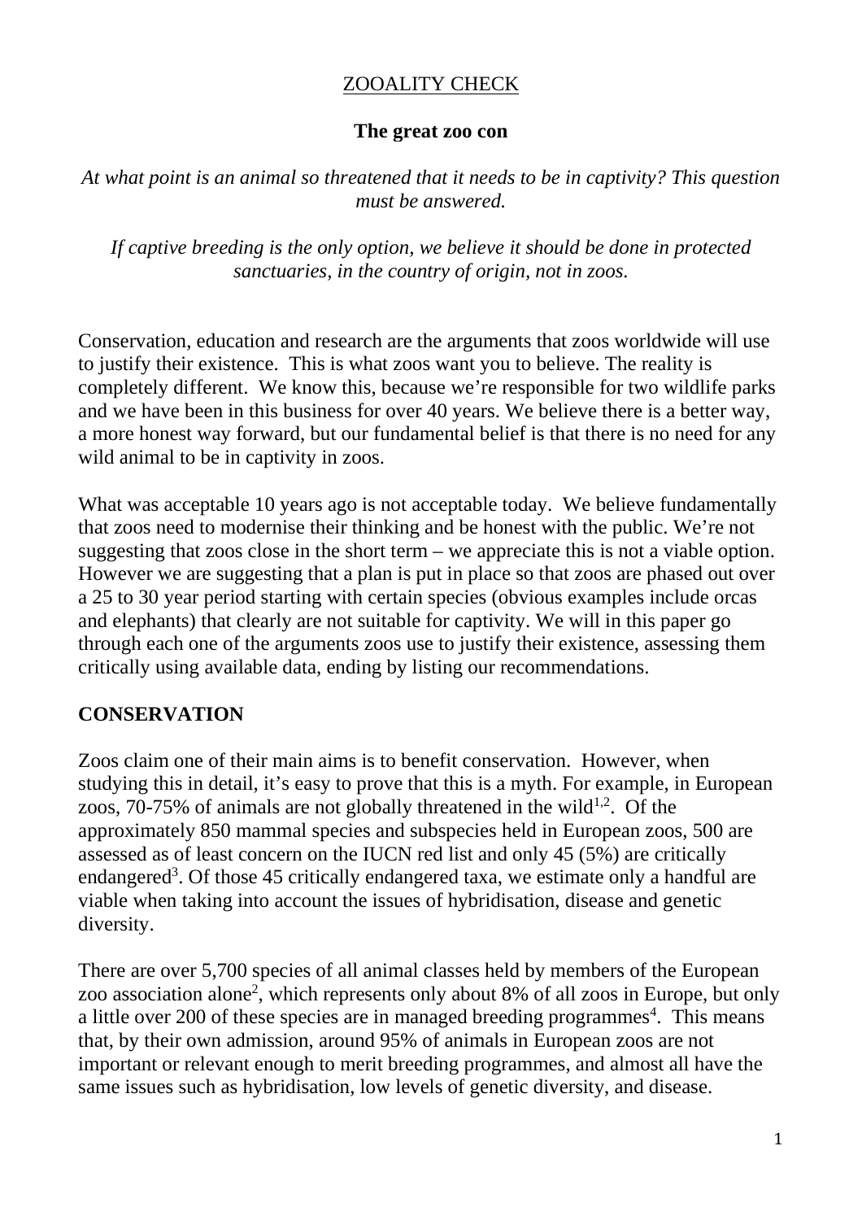# ZOOALITY CHECK

## The great zoo con

*At what point is an animal so threatened that it needs to be in captivity? This question must be answered.*

*If captive breeding is the only option, we believe it should be done in protected sanctuaries, in the country of origin, not in zoos.*

Conservation, education and research are the arguments that zoos worldwide will use to justify their existence. This is what zoos want you to believe. The reality is completely different. We know this, because we're responsible for two wildlife parks and we have been in this business for over 40 years. We believe there is a better way, a more honest way forward, but our fundamental belief is that there is no need for any wild animal to be in captivity in zoos.

What was acceptable 10 years ago is not acceptable today. We believe fundamentally that zoos need to modernise their thinking and be honest with the public. We're not suggesting that zoos close in the short term – we appreciate this is not a viable option. However we are suggesting that a plan is put in place so that zoos are phased out over a 25 to 30 year period starting with certain species (obvious examples include orcas and elephants) that clearly are not suitable for captivity. We will in this paper go through each one of the arguments zoos use to justify their existence, assessing them critically using available data, ending by listing our recommendations.

### CONSERVATION

Zoos claim one of their main aims is to benefit conservation. However, when studying this in detail, it's easy to prove that this is a myth. For example, in European zoos, 70-75% of animals are not globally threatened in the wild[1,2]. Of the approximately 850 mammal species and subspecies held in European zoos, 500 are assessed as of least concern on the IUCN red list and only 45 (5%) are critically endangered[3]. Of those 45 critically endangered taxa, we estimate only a handful are viable when taking into account the issues of hybridisation, disease and genetic diversity.

There are over 5,700 species of all animal classes held by members of the European zoo association alone[2], which represents only about 8% of all zoos in Europe, but only a little over 200 of these species are in managed breeding programmes[4]. This means that, by their own admission, around 95% of animals in European zoos are not important or relevant enough to merit breeding programmes, and almost all have the same issues such as hybridisation, low levels of genetic diversity, and disease.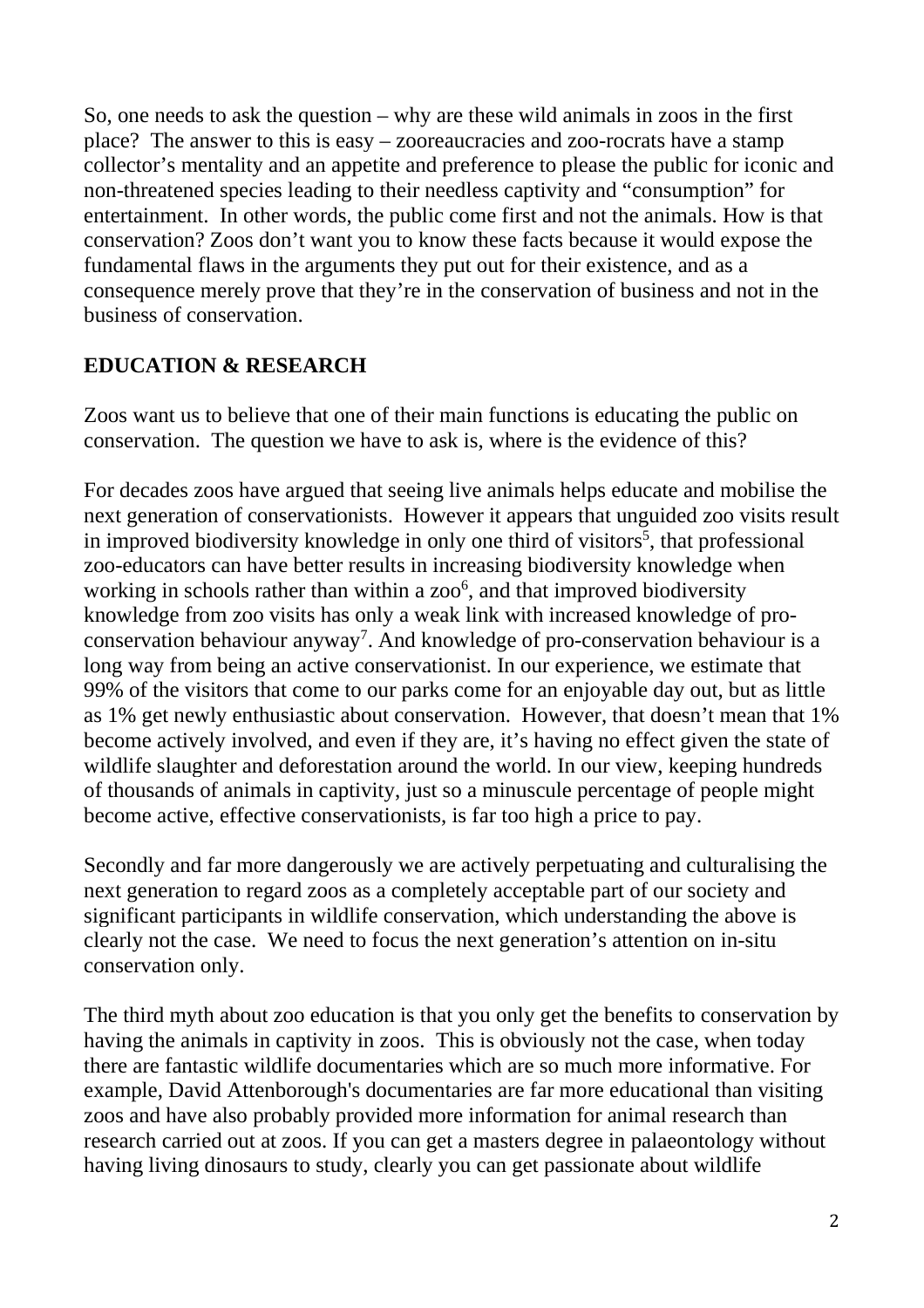So, one needs to ask the question – why are these wild animals in zoos in the first place? The answer to this is easy – zooreaucracies and zoo-rocrats have a stamp collector's mentality and an appetite and preference to please the public for iconic and non-threatened species leading to their needless captivity and "consumption" for entertainment. In other words, the public come first and not the animals. How is that conservation? Zoos don't want you to know these facts because it would expose the fundamental flaws in the arguments they put out for their existence, and as a consequence merely prove that they're in the conservation of business and not in the business of conservation.

**EDUCATION & RESEARCH**

Zoos want us to believe that one of their main functions is educating the public on conservation. The question we have to ask is, where is the evidence of this?

For decades zoos have argued that seeing live animals helps educate and mobilise the next generation of conservationists. However it appears that unguided zoo visits result in improved biodiversity knowledge in only one third of visitors[5], that professional zoo-educators can have better results in increasing biodiversity knowledge when working in schools rather than within a zoo[6], and that improved biodiversity knowledge from zoo visits has only a weak link with increased knowledge of pro-conservation behaviour anyway[7]. And knowledge of pro-conservation behaviour is a long way from being an active conservationist. In our experience, we estimate that 99% of the visitors that come to our parks come for an enjoyable day out, but as little as 1% get newly enthusiastic about conservation. However, that doesn't mean that 1% become actively involved, and even if they are, it's having no effect given the state of wildlife slaughter and deforestation around the world. In our view, keeping hundreds of thousands of animals in captivity, just so a minuscule percentage of people might become active, effective conservationists, is far too high a price to pay.

Secondly and far more dangerously we are actively perpetuating and culturalising the next generation to regard zoos as a completely acceptable part of our society and significant participants in wildlife conservation, which understanding the above is clearly not the case. We need to focus the next generation's attention on in-situ conservation only.

The third myth about zoo education is that you only get the benefits to conservation by having the animals in captivity in zoos. This is obviously not the case, when today there are fantastic wildlife documentaries which are so much more informative. For example, David Attenborough's documentaries are far more educational than visiting zoos and have also probably provided more information for animal research than research carried out at zoos. If you can get a masters degree in palaeontology without having living dinosaurs to study, clearly you can get passionate about wildlife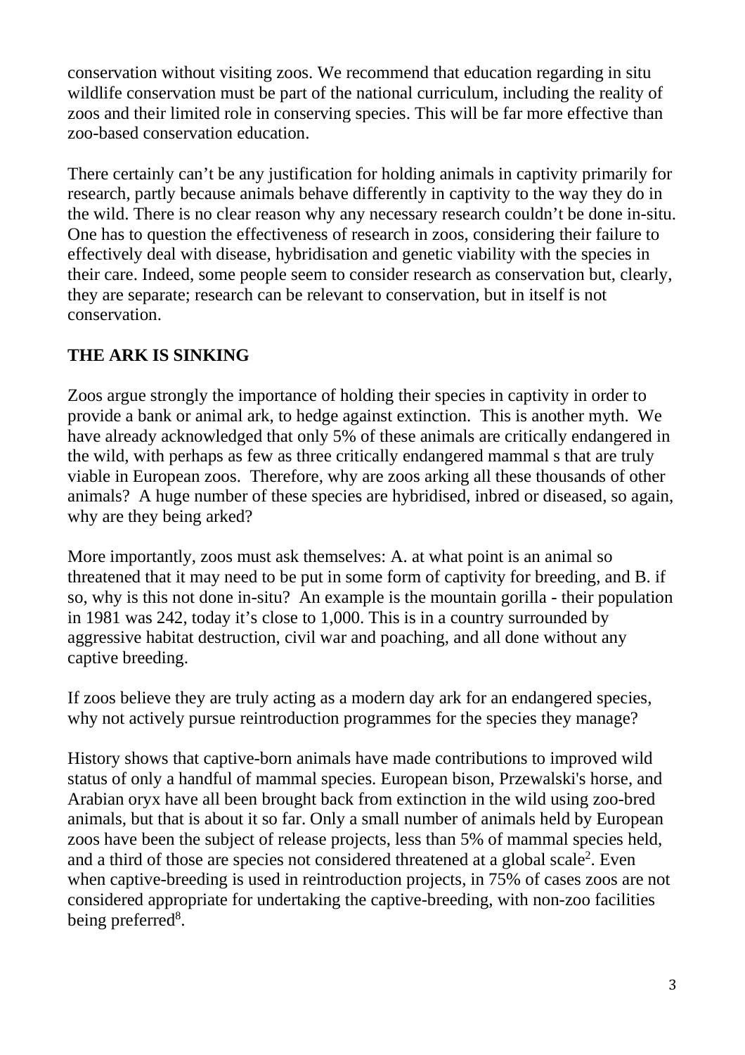conservation without visiting zoos. We recommend that education regarding in situ wildlife conservation must be part of the national curriculum, including the reality of zoos and their limited role in conserving species. This will be far more effective than zoo-based conservation education.

There certainly can't be any justification for holding animals in captivity primarily for research, partly because animals behave differently in captivity to the way they do in the wild. There is no clear reason why any necessary research couldn't be done in-situ. One has to question the effectiveness of research in zoos, considering their failure to effectively deal with disease, hybridisation and genetic viability with the species in their care. Indeed, some people seem to consider research as conservation but, clearly, they are separate; research can be relevant to conservation, but in itself is not conservation.

## THE ARK IS SINKING

Zoos argue strongly the importance of holding their species in captivity in order to provide a bank or animal ark, to hedge against extinction. This is another myth. We have already acknowledged that only 5% of these animals are critically endangered in the wild, with perhaps as few as three critically endangered mammal s that are truly viable in European zoos. Therefore, why are zoos arking all these thousands of other animals? A huge number of these species are hybridised, inbred or diseased, so again, why are they being arked?

More importantly, zoos must ask themselves: A. at what point is an animal so threatened that it may need to be put in some form of captivity for breeding, and B. if so, why is this not done in-situ? An example is the mountain gorilla - their population in 1981 was 242, today it's close to 1,000. This is in a country surrounded by aggressive habitat destruction, civil war and poaching, and all done without any captive breeding.

If zoos believe they are truly acting as a modern day ark for an endangered species, why not actively pursue reintroduction programmes for the species they manage?

History shows that captive-born animals have made contributions to improved wild status of only a handful of mammal species. European bison, Przewalski's horse, and Arabian oryx have all been brought back from extinction in the wild using zoo-bred animals, but that is about it so far. Only a small number of animals held by European zoos have been the subject of release projects, less than 5% of mammal species held, and a third of those are species not considered threatened at a global scale[2]. Even when captive-breeding is used in reintroduction projects, in 75% of cases zoos are not considered appropriate for undertaking the captive-breeding, with non-zoo facilities being preferred[8].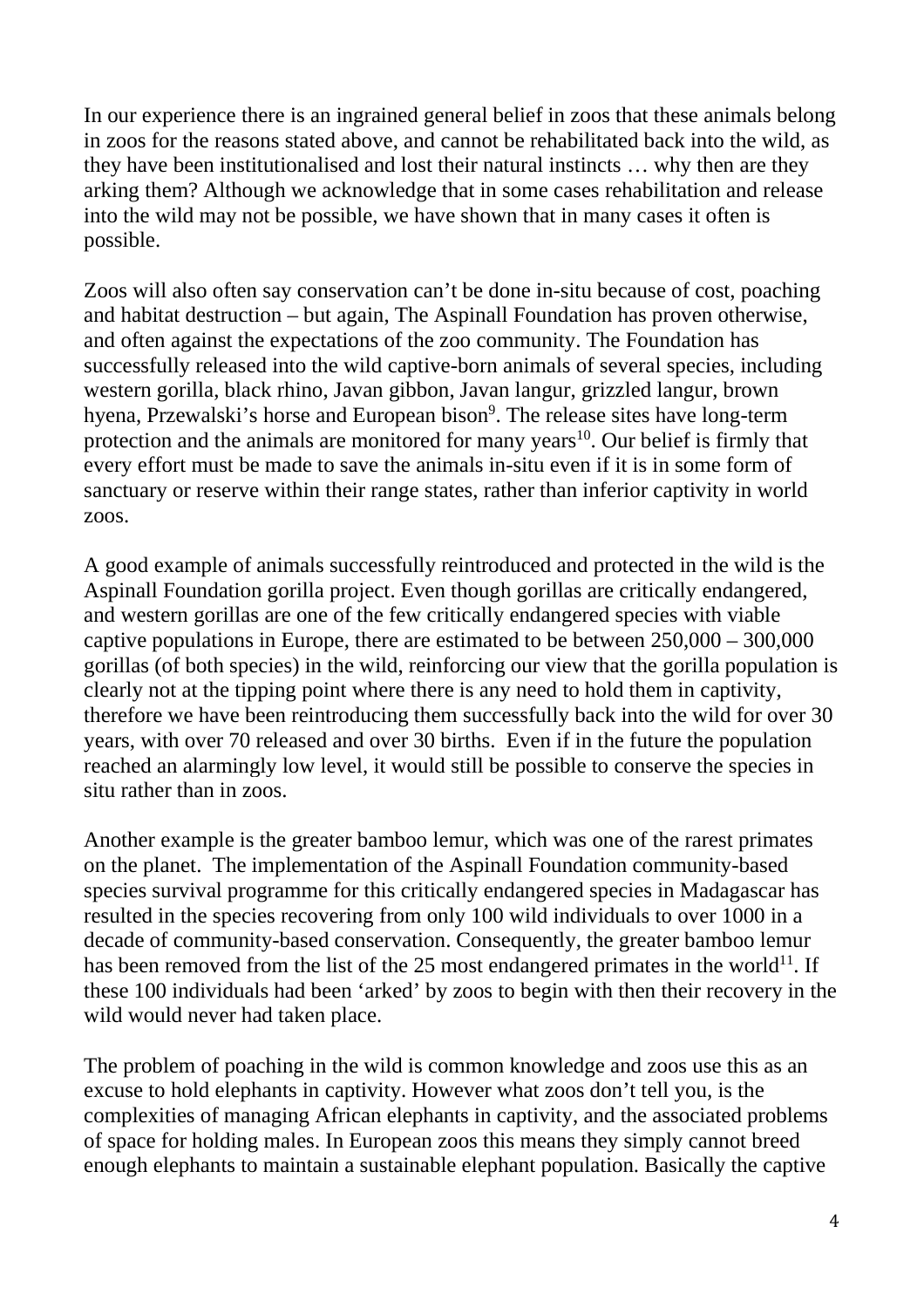In our experience there is an ingrained general belief in zoos that these animals belong in zoos for the reasons stated above, and cannot be rehabilitated back into the wild, as they have been institutionalised and lost their natural instincts … why then are they arking them? Although we acknowledge that in some cases rehabilitation and release into the wild may not be possible, we have shown that in many cases it often is possible.

Zoos will also often say conservation can't be done in-situ because of cost, poaching and habitat destruction – but again, The Aspinall Foundation has proven otherwise, and often against the expectations of the zoo community. The Foundation has successfully released into the wild captive-born animals of several species, including western gorilla, black rhino, Javan gibbon, Javan langur, grizzled langur, brown hyena, Przewalski's horse and European bison[9]. The release sites have long-term protection and the animals are monitored for many years[10]. Our belief is firmly that every effort must be made to save the animals in-situ even if it is in some form of sanctuary or reserve within their range states, rather than inferior captivity in world zoos.

A good example of animals successfully reintroduced and protected in the wild is the Aspinall Foundation gorilla project. Even though gorillas are critically endangered, and western gorillas are one of the few critically endangered species with viable captive populations in Europe, there are estimated to be between 250,000 – 300,000 gorillas (of both species) in the wild, reinforcing our view that the gorilla population is clearly not at the tipping point where there is any need to hold them in captivity, therefore we have been reintroducing them successfully back into the wild for over 30 years, with over 70 released and over 30 births. Even if in the future the population reached an alarmingly low level, it would still be possible to conserve the species in situ rather than in zoos.

Another example is the greater bamboo lemur, which was one of the rarest primates on the planet. The implementation of the Aspinall Foundation community-based species survival programme for this critically endangered species in Madagascar has resulted in the species recovering from only 100 wild individuals to over 1000 in a decade of community-based conservation. Consequently, the greater bamboo lemur has been removed from the list of the 25 most endangered primates in the world[11]. If these 100 individuals had been 'arked' by zoos to begin with then their recovery in the wild would never had taken place.

The problem of poaching in the wild is common knowledge and zoos use this as an excuse to hold elephants in captivity. However what zoos don't tell you, is the complexities of managing African elephants in captivity, and the associated problems of space for holding males. In European zoos this means they simply cannot breed enough elephants to maintain a sustainable elephant population. Basically the captive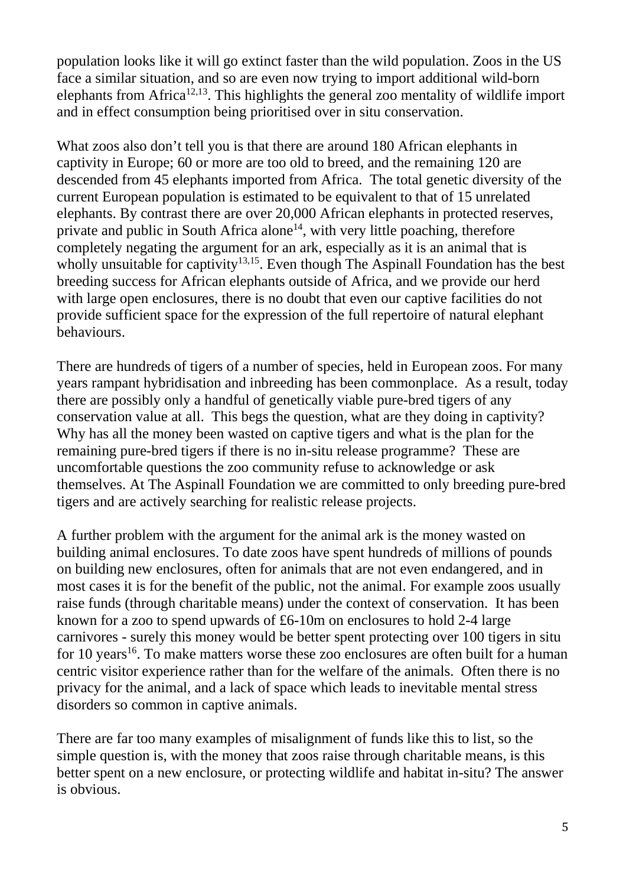population looks like it will go extinct faster than the wild population. Zoos in the US face a similar situation, and so are even now trying to import additional wild-born elephants from Africa[12,13]. This highlights the general zoo mentality of wildlife import and in effect consumption being prioritised over in situ conservation.

What zoos also don't tell you is that there are around 180 African elephants in captivity in Europe; 60 or more are too old to breed, and the remaining 120 are descended from 45 elephants imported from Africa. The total genetic diversity of the current European population is estimated to be equivalent to that of 15 unrelated elephants. By contrast there are over 20,000 African elephants in protected reserves, private and public in South Africa alone[14], with very little poaching, therefore completely negating the argument for an ark, especially as it is an animal that is wholly unsuitable for captivity[13,15]. Even though The Aspinall Foundation has the best breeding success for African elephants outside of Africa, and we provide our herd with large open enclosures, there is no doubt that even our captive facilities do not provide sufficient space for the expression of the full repertoire of natural elephant behaviours.

There are hundreds of tigers of a number of species, held in European zoos. For many years rampant hybridisation and inbreeding has been commonplace. As a result, today there are possibly only a handful of genetically viable pure-bred tigers of any conservation value at all. This begs the question, what are they doing in captivity? Why has all the money been wasted on captive tigers and what is the plan for the remaining pure-bred tigers if there is no in-situ release programme? These are uncomfortable questions the zoo community refuse to acknowledge or ask themselves. At The Aspinall Foundation we are committed to only breeding pure-bred tigers and are actively searching for realistic release projects.

A further problem with the argument for the animal ark is the money wasted on building animal enclosures. To date zoos have spent hundreds of millions of pounds on building new enclosures, often for animals that are not even endangered, and in most cases it is for the benefit of the public, not the animal. For example zoos usually raise funds (through charitable means) under the context of conservation. It has been known for a zoo to spend upwards of £6-10m on enclosures to hold 2-4 large carnivores - surely this money would be better spent protecting over 100 tigers in situ for 10 years[16]. To make matters worse these zoo enclosures are often built for a human centric visitor experience rather than for the welfare of the animals. Often there is no privacy for the animal, and a lack of space which leads to inevitable mental stress disorders so common in captive animals.

There are far too many examples of misalignment of funds like this to list, so the simple question is, with the money that zoos raise through charitable means, is this better spent on a new enclosure, or protecting wildlife and habitat in-situ? The answer is obvious.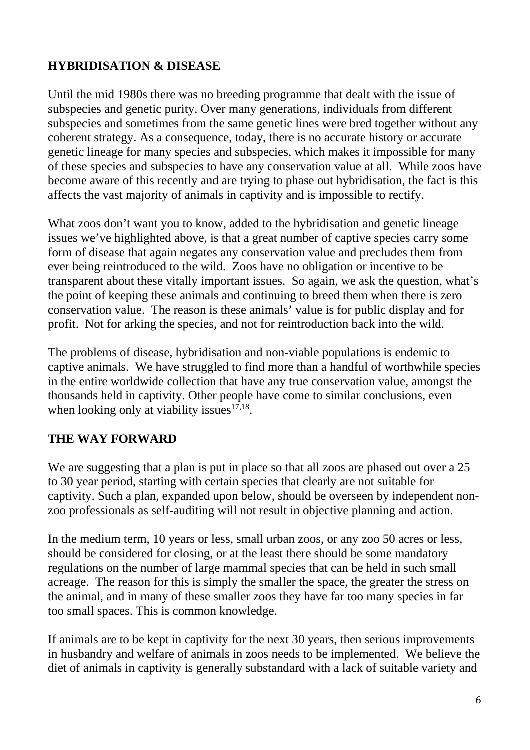## HYBRIDISATION & DISEASE

Until the mid 1980s there was no breeding programme that dealt with the issue of subspecies and genetic purity. Over many generations, individuals from different subspecies and sometimes from the same genetic lines were bred together without any coherent strategy. As a consequence, today, there is no accurate history or accurate genetic lineage for many species and subspecies, which makes it impossible for many of these species and subspecies to have any conservation value at all. While zoos have become aware of this recently and are trying to phase out hybridisation, the fact is this affects the vast majority of animals in captivity and is impossible to rectify.

What zoos don't want you to know, added to the hybridisation and genetic lineage issues we've highlighted above, is that a great number of captive species carry some form of disease that again negates any conservation value and precludes them from ever being reintroduced to the wild. Zoos have no obligation or incentive to be transparent about these vitally important issues. So again, we ask the question, what's the point of keeping these animals and continuing to breed them when there is zero conservation value. The reason is these animals' value is for public display and for profit. Not for arking the species, and not for reintroduction back into the wild.

The problems of disease, hybridisation and non-viable populations is endemic to captive animals. We have struggled to find more than a handful of worthwhile species in the entire worldwide collection that have any true conservation value, amongst the thousands held in captivity. Other people have come to similar conclusions, even when looking only at viability issues[17,18].

## THE WAY FORWARD

We are suggesting that a plan is put in place so that all zoos are phased out over a 25 to 30 year period, starting with certain species that clearly are not suitable for captivity. Such a plan, expanded upon below, should be overseen by independent non-zoo professionals as self-auditing will not result in objective planning and action.

In the medium term, 10 years or less, small urban zoos, or any zoo 50 acres or less, should be considered for closing, or at the least there should be some mandatory regulations on the number of large mammal species that can be held in such small acreage. The reason for this is simply the smaller the space, the greater the stress on the animal, and in many of these smaller zoos they have far too many species in far too small spaces. This is common knowledge.

If animals are to be kept in captivity for the next 30 years, then serious improvements in husbandry and welfare of animals in zoos needs to be implemented. We believe the diet of animals in captivity is generally substandard with a lack of suitable variety and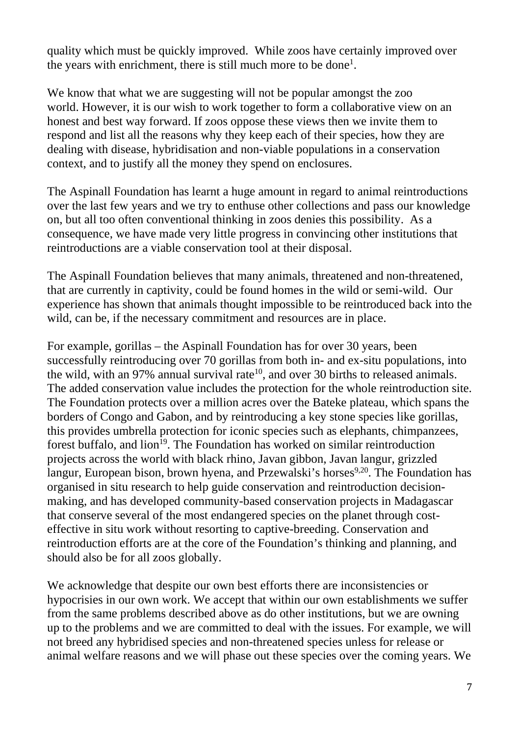quality which must be quickly improved. While zoos have certainly improved over the years with enrichment, there is still much more to be done[1].

We know that what we are suggesting will not be popular amongst the zoo world. However, it is our wish to work together to form a collaborative view on an honest and best way forward. If zoos oppose these views then we invite them to respond and list all the reasons why they keep each of their species, how they are dealing with disease, hybridisation and non-viable populations in a conservation context, and to justify all the money they spend on enclosures.

The Aspinall Foundation has learnt a huge amount in regard to animal reintroductions over the last few years and we try to enthuse other collections and pass our knowledge on, but all too often conventional thinking in zoos denies this possibility. As a consequence, we have made very little progress in convincing other institutions that reintroductions are a viable conservation tool at their disposal.

The Aspinall Foundation believes that many animals, threatened and non-threatened, that are currently in captivity, could be found homes in the wild or semi-wild. Our experience has shown that animals thought impossible to be reintroduced back into the wild, can be, if the necessary commitment and resources are in place.

For example, gorillas – the Aspinall Foundation has for over 30 years, been successfully reintroducing over 70 gorillas from both in- and ex-situ populations, into the wild, with an 97% annual survival rate[10], and over 30 births to released animals. The added conservation value includes the protection for the whole reintroduction site. The Foundation protects over a million acres over the Bateke plateau, which spans the borders of Congo and Gabon, and by reintroducing a key stone species like gorillas, this provides umbrella protection for iconic species such as elephants, chimpanzees, forest buffalo, and lion[19]. The Foundation has worked on similar reintroduction projects across the world with black rhino, Javan gibbon, Javan langur, grizzled langur, European bison, brown hyena, and Przewalski's horses[9,20]. The Foundation has organised in situ research to help guide conservation and reintroduction decision-making, and has developed community-based conservation projects in Madagascar that conserve several of the most endangered species on the planet through cost-effective in situ work without resorting to captive-breeding. Conservation and reintroduction efforts are at the core of the Foundation's thinking and planning, and should also be for all zoos globally.

We acknowledge that despite our own best efforts there are inconsistencies or hypocrisies in our own work. We accept that within our own establishments we suffer from the same problems described above as do other institutions, but we are owning up to the problems and we are committed to deal with the issues. For example, we will not breed any hybridised species and non-threatened species unless for release or animal welfare reasons and we will phase out these species over the coming years. We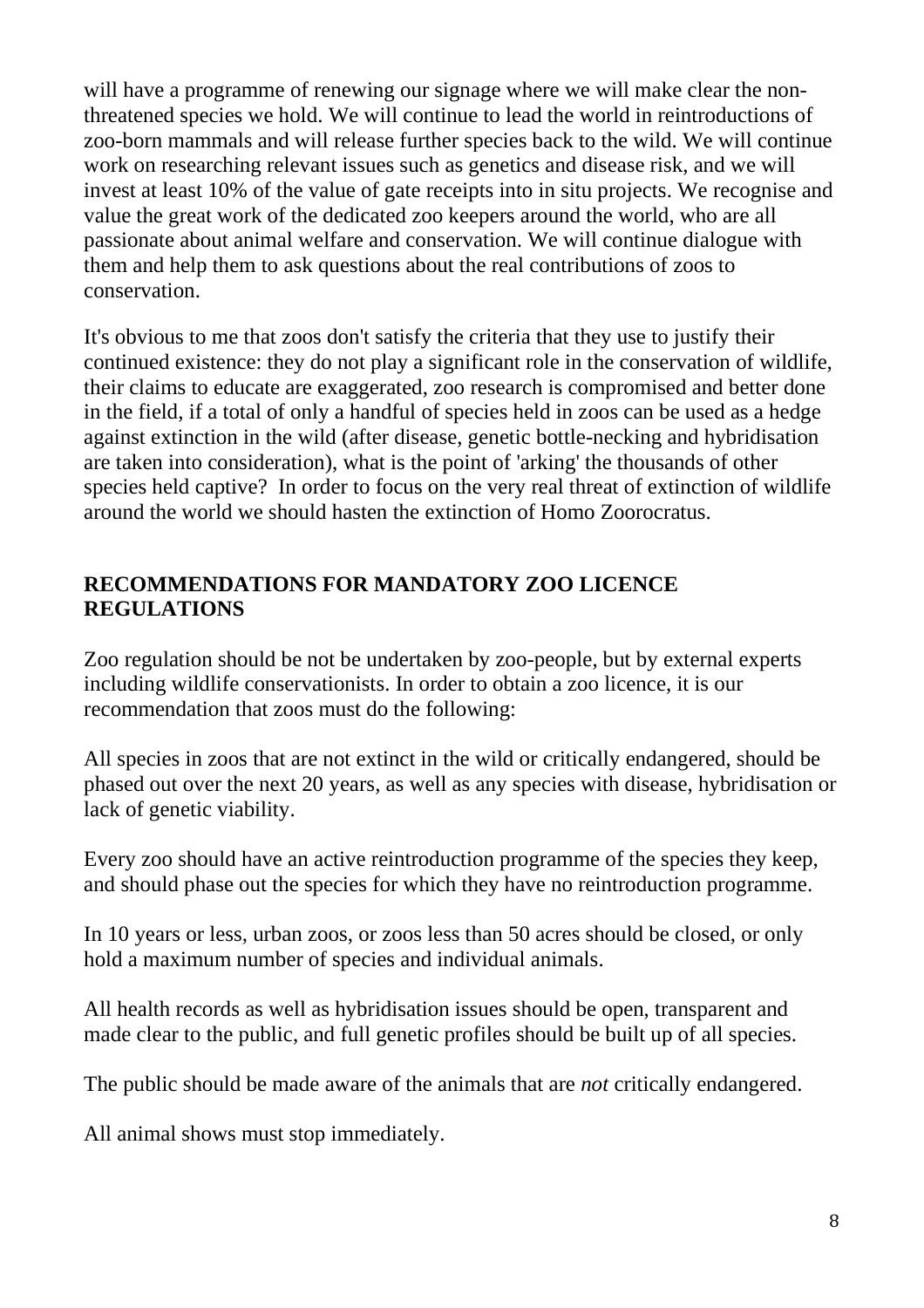will have a programme of renewing our signage where we will make clear the non-threatened species we hold. We will continue to lead the world in reintroductions of zoo-born mammals and will release further species back to the wild. We will continue work on researching relevant issues such as genetics and disease risk, and we will invest at least 10% of the value of gate receipts into in situ projects. We recognise and value the great work of the dedicated zoo keepers around the world, who are all passionate about animal welfare and conservation. We will continue dialogue with them and help them to ask questions about the real contributions of zoos to conservation.

It's obvious to me that zoos don't satisfy the criteria that they use to justify their continued existence: they do not play a significant role in the conservation of wildlife, their claims to educate are exaggerated, zoo research is compromised and better done in the field, if a total of only a handful of species held in zoos can be used as a hedge against extinction in the wild (after disease, genetic bottle-necking and hybridisation are taken into consideration), what is the point of 'arking' the thousands of other species held captive? In order to focus on the very real threat of extinction of wildlife around the world we should hasten the extinction of Homo Zoorocratus.

## RECOMMENDATIONS FOR MANDATORY ZOO LICENCE REGULATIONS

Zoo regulation should be not be undertaken by zoo-people, but by external experts including wildlife conservationists. In order to obtain a zoo licence, it is our recommendation that zoos must do the following:

All species in zoos that are not extinct in the wild or critically endangered, should be phased out over the next 20 years, as well as any species with disease, hybridisation or lack of genetic viability.

Every zoo should have an active reintroduction programme of the species they keep, and should phase out the species for which they have no reintroduction programme.

In 10 years or less, urban zoos, or zoos less than 50 acres should be closed, or only hold a maximum number of species and individual animals.

All health records as well as hybridisation issues should be open, transparent and made clear to the public, and full genetic profiles should be built up of all species.

The public should be made aware of the animals that are *not* critically endangered.

All animal shows must stop immediately.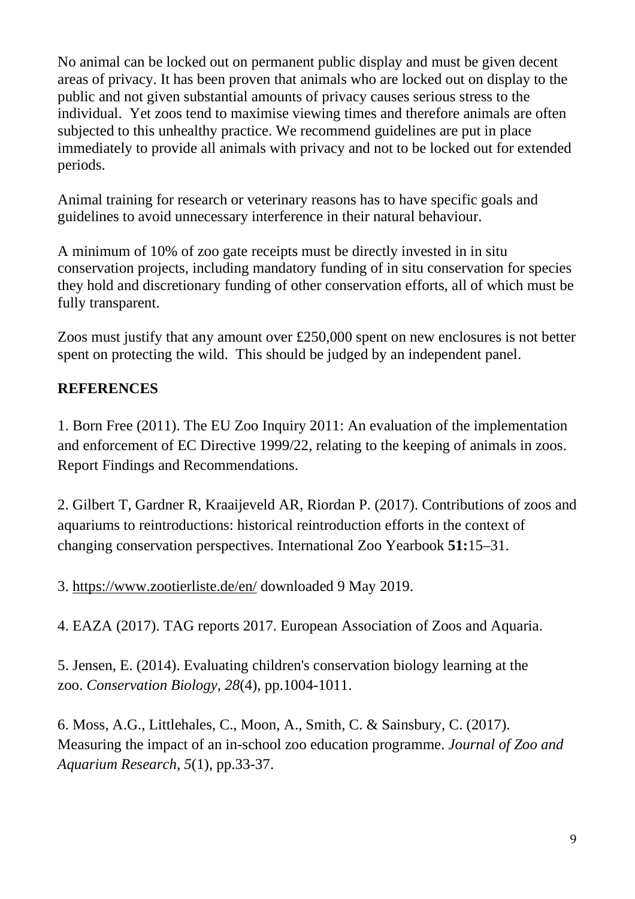No animal can be locked out on permanent public display and must be given decent areas of privacy. It has been proven that animals who are locked out on display to the public and not given substantial amounts of privacy causes serious stress to the individual. Yet zoos tend to maximise viewing times and therefore animals are often subjected to this unhealthy practice. We recommend guidelines are put in place immediately to provide all animals with privacy and not to be locked out for extended periods.

Animal training for research or veterinary reasons has to have specific goals and guidelines to avoid unnecessary interference in their natural behaviour.

A minimum of 10% of zoo gate receipts must be directly invested in in situ conservation projects, including mandatory funding of in situ conservation for species they hold and discretionary funding of other conservation efforts, all of which must be fully transparent.

Zoos must justify that any amount over £250,000 spent on new enclosures is not better spent on protecting the wild. This should be judged by an independent panel.

**REFERENCES**

1. Born Free (2011). The EU Zoo Inquiry 2011: An evaluation of the implementation and enforcement of EC Directive 1999/22, relating to the keeping of animals in zoos. Report Findings and Recommendations.

2. Gilbert T, Gardner R, Kraaijeveld AR, Riordan P. (2017). Contributions of zoos and aquariums to reintroductions: historical reintroduction efforts in the context of changing conservation perspectives. International Zoo Yearbook **51:**15–31.

3. https://www.zootierliste.de/en/ downloaded 9 May 2019.

4. EAZA (2017). TAG reports 2017. European Association of Zoos and Aquaria.

5. Jensen, E. (2014). Evaluating children's conservation biology learning at the zoo. *Conservation Biology*, *28*(4), pp.1004-1011.

6. Moss, A.G., Littlehales, C., Moon, A., Smith, C. & Sainsbury, C. (2017). Measuring the impact of an in-school zoo education programme. *Journal of Zoo and Aquarium Research*, *5*(1), pp.33-37.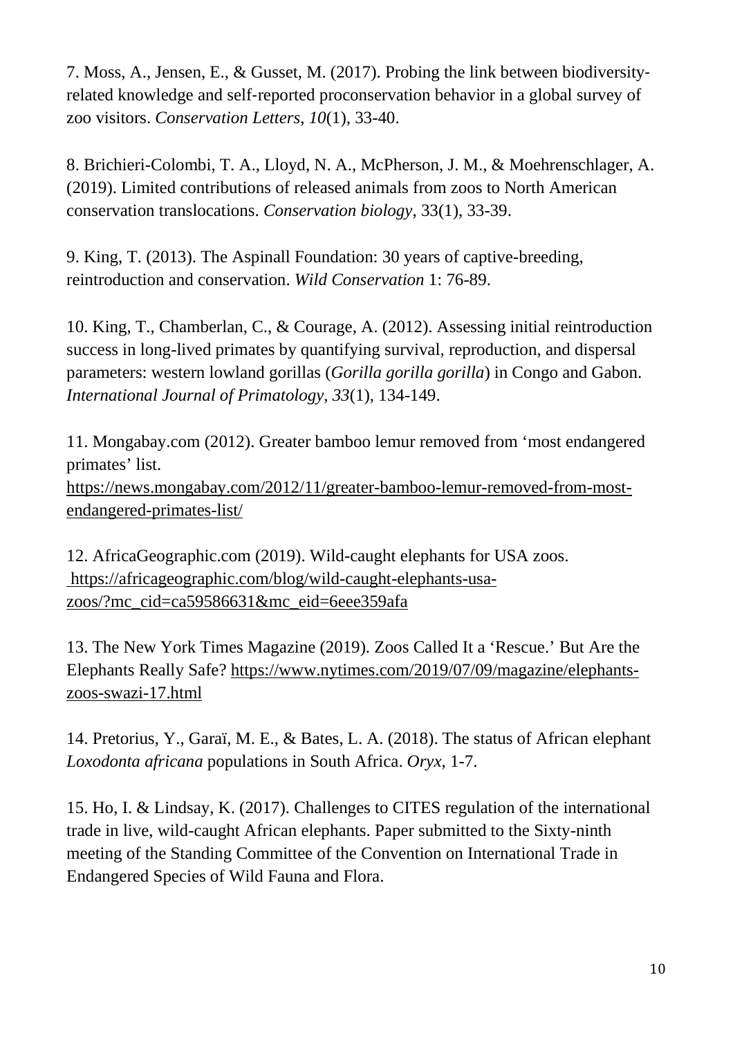7. Moss, A., Jensen, E., & Gusset, M. (2017). Probing the link between biodiversity-related knowledge and self-reported proconservation behavior in a global survey of zoo visitors. *Conservation Letters*, *10*(1), 33-40.

8. Brichieri-Colombi, T. A., Lloyd, N. A., McPherson, J. M., & Moehrenschlager, A. (2019). Limited contributions of released animals from zoos to North American conservation translocations. *Conservation biology*, 33(1), 33-39.

9. King, T. (2013). The Aspinall Foundation: 30 years of captive-breeding, reintroduction and conservation. *Wild Conservation* 1: 76-89.

10. King, T., Chamberlan, C., & Courage, A. (2012). Assessing initial reintroduction success in long-lived primates by quantifying survival, reproduction, and dispersal parameters: western lowland gorillas (*Gorilla gorilla gorilla*) in Congo and Gabon. *International Journal of Primatology*, *33*(1), 134-149.

11. Mongabay.com (2012). Greater bamboo lemur removed from 'most endangered primates' list. https://news.mongabay.com/2012/11/greater-bamboo-lemur-removed-from-most-endangered-primates-list/

12. AfricaGeographic.com (2019). Wild-caught elephants for USA zoos. https://africageographic.com/blog/wild-caught-elephants-usa-zoos/?mc_cid=ca59586631&mc_eid=6eee359afa

13. The New York Times Magazine (2019). Zoos Called It a 'Rescue.' But Are the Elephants Really Safe? https://www.nytimes.com/2019/07/09/magazine/elephants-zoos-swazi-17.html

14. Pretorius, Y., Garaï, M. E., & Bates, L. A. (2018). The status of African elephant *Loxodonta africana* populations in South Africa. *Oryx*, 1-7.

15. Ho, I. & Lindsay, K. (2017). Challenges to CITES regulation of the international trade in live, wild-caught African elephants. Paper submitted to the Sixty-ninth meeting of the Standing Committee of the Convention on International Trade in Endangered Species of Wild Fauna and Flora.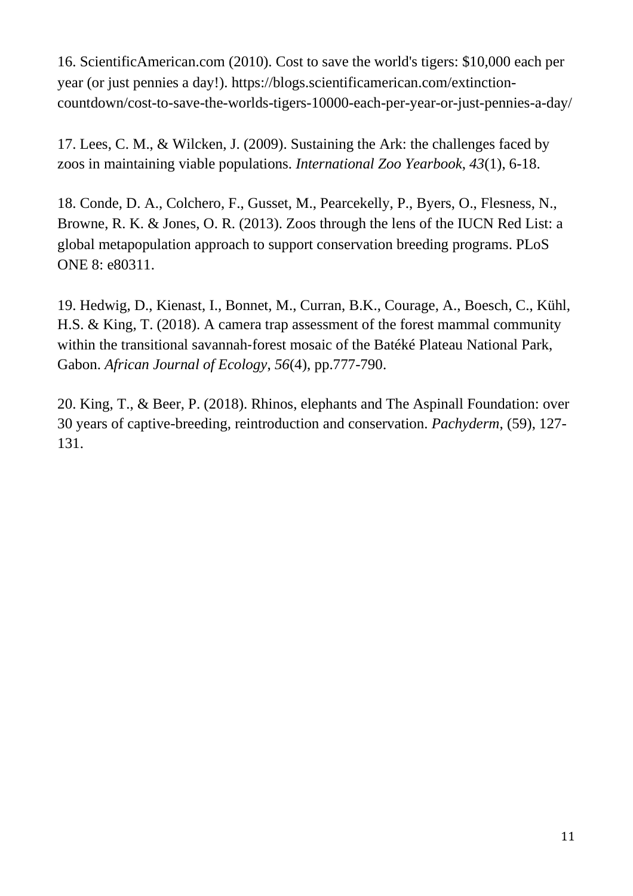16. ScientificAmerican.com (2010). Cost to save the world's tigers: $10,000 each per year (or just pennies a day!). https://blogs.scientificamerican.com/extinction-countdown/cost-to-save-the-worlds-tigers-10000-each-per-year-or-just-pennies-a-day/

17. Lees, C. M., & Wilcken, J. (2009). Sustaining the Ark: the challenges faced by zoos in maintaining viable populations. *International Zoo Yearbook*, *43*(1), 6-18.

18. Conde, D. A., Colchero, F., Gusset, M., Pearcekelly, P., Byers, O., Flesness, N., Browne, R. K. & Jones, O. R. (2013). Zoos through the lens of the IUCN Red List: a global metapopulation approach to support conservation breeding programs. PLoS ONE 8: e80311.

19. Hedwig, D., Kienast, I., Bonnet, M., Curran, B.K., Courage, A., Boesch, C., Kühl, H.S. & King, T. (2018). A camera trap assessment of the forest mammal community within the transitional savannah-forest mosaic of the Batéké Plateau National Park, Gabon. *African Journal of Ecology*, *56*(4), pp.777-790.

20. King, T., & Beer, P. (2018). Rhinos, elephants and The Aspinall Foundation: over 30 years of captive-breeding, reintroduction and conservation. *Pachyderm*, (59), 127-131.